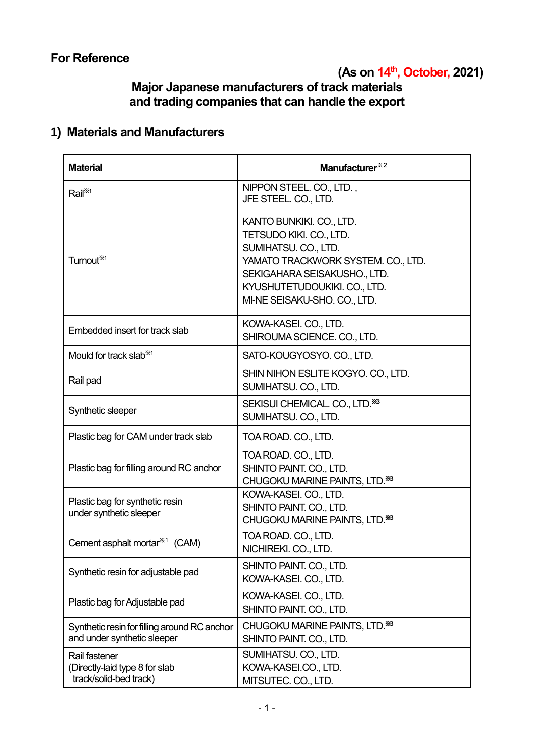**For Reference**

(As on 14th, October, 2021)

## Major Japanese manufacturers of track materials and trading companies that can handle the export

### 1) Materials and Manufacturers

| Material | Manufacturer※2 |
|---|---|
| Rail※1 | NIPPON STEEL. CO., LTD. ,<br>JFE STEEL. CO., LTD. |
| Turnout※1 | KANTO BUNKIKI. CO., LTD.<br>TETSUDO KIKI. CO., LTD.<br>SUMIHATSU. CO., LTD.<br>YAMATO TRACKWORK SYSTEM. CO., LTD.<br>SEKIGAHARA SEISAKUSHO., LTD.<br>KYUSHUTETUDOUKIKI. CO., LTD.<br>MI-NE SEISAKU-SHO. CO., LTD. |
| Embedded insert for track slab | KOWA-KASEI. CO., LTD.<br>SHIROUMA SCIENCE. CO., LTD. |
| Mould for track slab※1 | SATO-KOUGYOSYO. CO., LTD. |
| Rail pad | SHIN NIHON ESLITE KOGYO. CO., LTD.<br>SUMIHATSU. CO., LTD. |
| Synthetic sleeper | SEKISUI CHEMICAL. CO., LTD.※3<br>SUMIHATSU. CO., LTD. |
| Plastic bag for CAM under track slab | TOA ROAD. CO., LTD. |
| Plastic bag for filling around RC anchor | TOA ROAD. CO., LTD.<br>SHINTO PAINT. CO., LTD.<br>CHUGOKU MARINE PAINTS, LTD.※3 |
| Plastic bag for synthetic resin under synthetic sleeper | KOWA-KASEI. CO., LTD.<br>SHINTO PAINT. CO., LTD.<br>CHUGOKU MARINE PAINTS, LTD.※3 |
| Cement asphalt mortar※1 (CAM) | TOA ROAD. CO., LTD.<br>NICHIREKI. CO., LTD. |
| Synthetic resin for adjustable pad | SHINTO PAINT. CO., LTD.<br>KOWA-KASEI. CO., LTD. |
| Plastic bag for Adjustable pad | KOWA-KASEI. CO., LTD.<br>SHINTO PAINT. CO., LTD. |
| Synthetic resin for filling around RC anchor and under synthetic sleeper | CHUGOKU MARINE PAINTS, LTD.※3<br>SHINTO PAINT. CO., LTD. |
| Rail fastener<br>(Directly-laid type 8 for slab track/solid-bed track) | SUMIHATSU. CO., LTD.<br>KOWA-KASEI.CO., LTD.<br>MITSUTEC. CO., LTD. |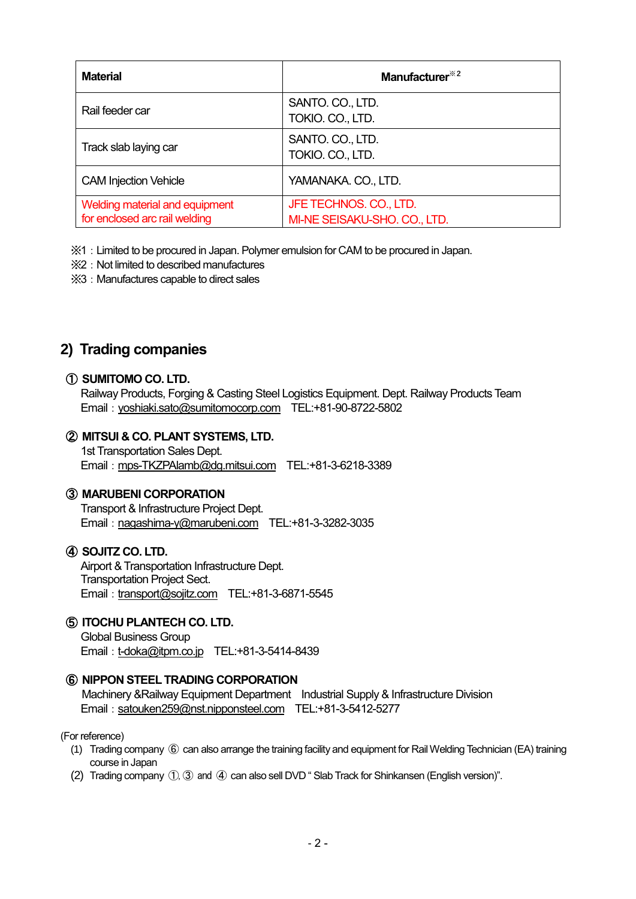| Material | Manufacturer※2 |
|---|---|
| Rail feeder car | SANTO. CO., LTD.<br>TOKIO. CO., LTD. |
| Track slab laying car | SANTO. CO., LTD.<br>TOKIO. CO., LTD. |
| CAM Injection Vehicle | YAMANAKA. CO., LTD. |
| Welding material and equipment for enclosed arc rail welding | JFE TECHNOS. CO., LTD.<br>MI-NE SEISAKU-SHO. CO., LTD. |

※1：Limited to be procured in Japan. Polymer emulsion for CAM to be procured in Japan.
※2：Not limited to described manufactures
※3：Manufactures capable to direct sales

## 2) Trading companies

**① SUMITOMO CO. LTD.**
Railway Products, Forging & Casting Steel Logistics Equipment. Dept. Railway Products Team
Email：yoshiaki.sato@sumitomocorp.com　TEL:+81-90-8722-5802

**② MITSUI & CO. PLANT SYSTEMS, LTD.**
1st Transportation Sales Dept.
Email：mps-TKZPAlamb@dg.mitsui.com　TEL:+81-3-6218-3389

**③ MARUBENI CORPORATION**
Transport & Infrastructure Project Dept.
Email：nagashima-y@marubeni.com　TEL:+81-3-3282-3035

**④ SOJITZ CO. LTD.**
Airport & Transportation Infrastructure Dept.
Transportation Project Sect.
Email：transport@sojitz.com　TEL:+81-3-6871-5545

**⑤ ITOCHU PLANTECH CO. LTD.**
Global Business Group
Email：t-doka@itpm.co.jp　TEL:+81-3-5414-8439

**⑥ NIPPON STEEL TRADING CORPORATION**
Machinery &Railway Equipment Department　Industrial Supply & Infrastructure Division
Email：satouken259@nst.nipponsteel.com　TEL:+81-3-5412-5277

(For reference)

(1) Trading company ⑥ can also arrange the training facility and equipment for Rail Welding Technician (EA) training course in Japan
(2) Trading company ①, ③ and ④ can also sell DVD " Slab Track for Shinkansen (English version)".